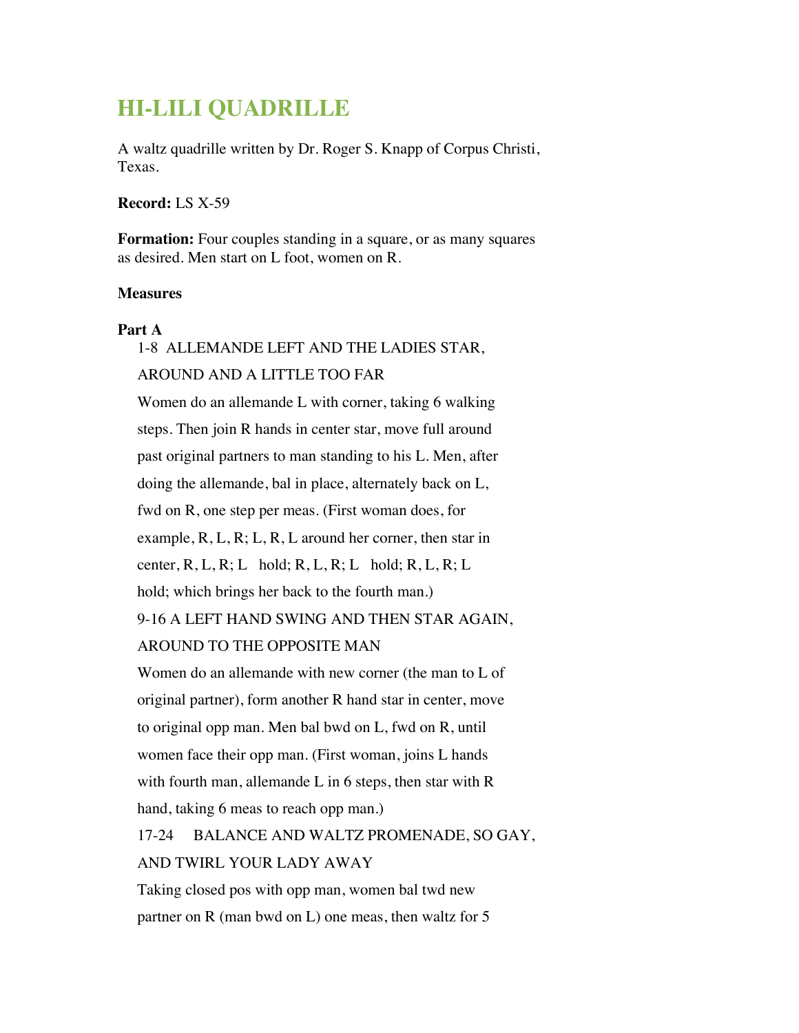# HI-LILI QUADRILLE

A waltz quadrille written by Dr. Roger S. Knapp of Corpus Christi, Texas.

**Record:** LS X-59

**Formation:** Four couples standing in a square, or as many squares as desired. Men start on L foot, women on R.

**Measures**

**Part A**

1-8 ALLEMANDE LEFT AND THE LADIES STAR, AROUND AND A LITTLE TOO FAR

Women do an allemande L with corner, taking 6 walking steps. Then join R hands in center star, move full around past original partners to man standing to his L. Men, after doing the allemande, bal in place, alternately back on L, fwd on R, one step per meas. (First woman does, for example, R, L, R; L, R, L around her corner, then star in center, R, L, R; L hold; R, L, R; L hold; R, L, R; L hold; which brings her back to the fourth man.)

9-16 A LEFT HAND SWING AND THEN STAR AGAIN, AROUND TO THE OPPOSITE MAN

Women do an allemande with new corner (the man to L of original partner), form another R hand star in center, move to original opp man. Men bal bwd on L, fwd on R, until women face their opp man. (First woman, joins L hands with fourth man, allemande L in 6 steps, then star with R hand, taking 6 meas to reach opp man.)

17-24 BALANCE AND WALTZ PROMENADE, SO GAY, AND TWIRL YOUR LADY AWAY

Taking closed pos with opp man, women bal twd new partner on R (man bwd on L) one meas, then waltz for 5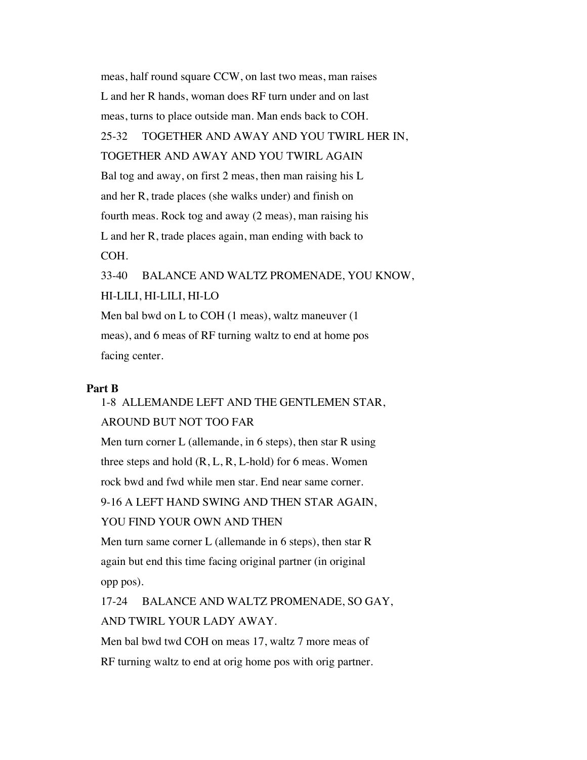meas, half round square CCW, on last two meas, man raises L and her R hands, woman does RF turn under and on last meas, turns to place outside man. Man ends back to COH.

25-32 TOGETHER AND AWAY AND YOU TWIRL HER IN, TOGETHER AND AWAY AND YOU TWIRL AGAIN

Bal tog and away, on first 2 meas, then man raising his L and her R, trade places (she walks under) and finish on fourth meas. Rock tog and away (2 meas), man raising his L and her R, trade places again, man ending with back to COH.

33-40 BALANCE AND WALTZ PROMENADE, YOU KNOW, HI-LILI, HI-LILI, HI-LO

Men bal bwd on L to COH (1 meas), waltz maneuver (1 meas), and 6 meas of RF turning waltz to end at home pos facing center.

**Part B**

1-8 ALLEMANDE LEFT AND THE GENTLEMEN STAR, AROUND BUT NOT TOO FAR

Men turn corner L (allemande, in 6 steps), then star R using three steps and hold (R, L, R, L-hold) for 6 meas. Women rock bwd and fwd while men star. End near same corner.

9-16 A LEFT HAND SWING AND THEN STAR AGAIN, YOU FIND YOUR OWN AND THEN

Men turn same corner L (allemande in 6 steps), then star R again but end this time facing original partner (in original opp pos).

17-24 BALANCE AND WALTZ PROMENADE, SO GAY, AND TWIRL YOUR LADY AWAY.

Men bal bwd twd COH on meas 17, waltz 7 more meas of RF turning waltz to end at orig home pos with orig partner.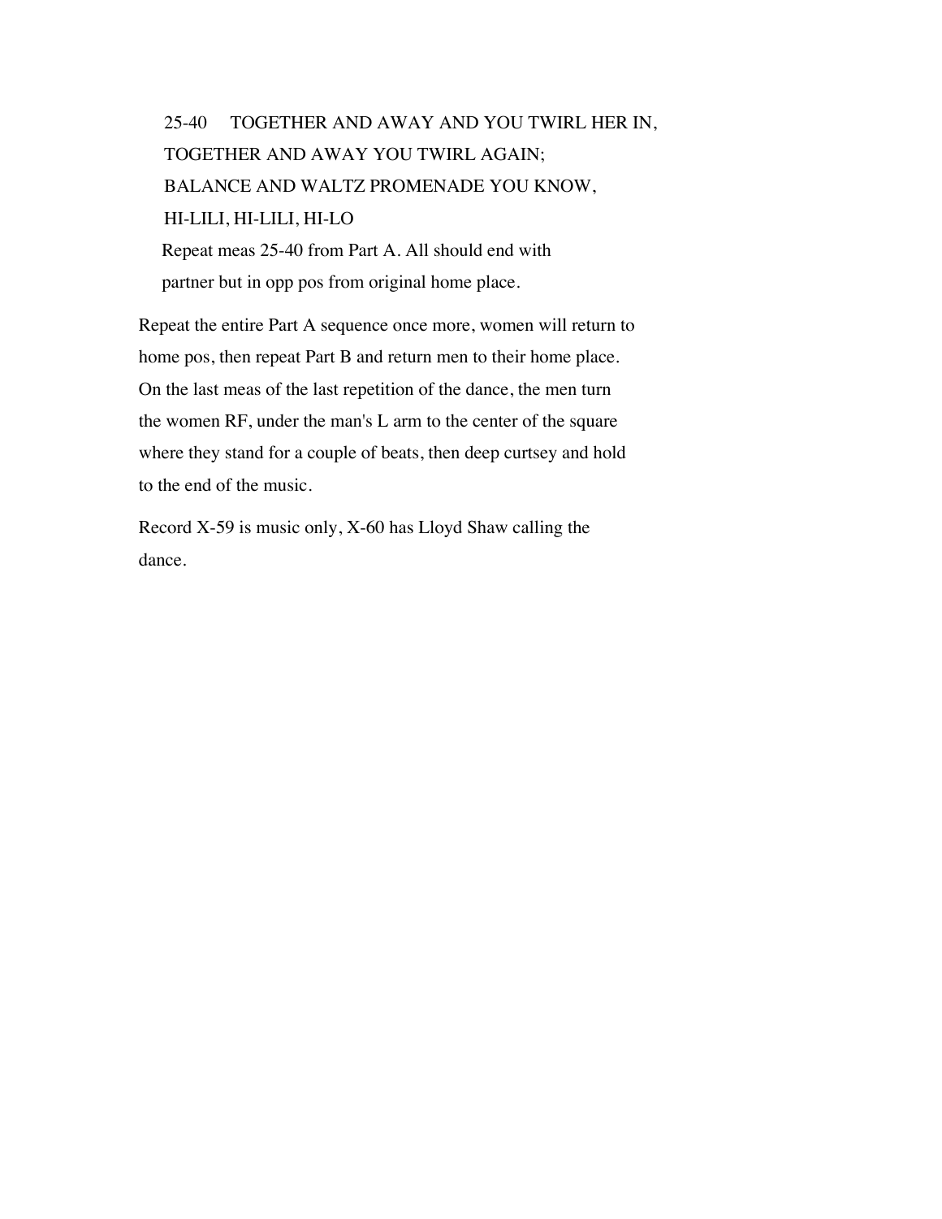25-40 TOGETHER AND AWAY AND YOU TWIRL HER IN,
TOGETHER AND AWAY YOU TWIRL AGAIN;
BALANCE AND WALTZ PROMENADE YOU KNOW,
HI-LILI, HI-LILI, HI-LO

Repeat meas 25-40 from Part A. All should end with partner but in opp pos from original home place.

Repeat the entire Part A sequence once more, women will return to home pos, then repeat Part B and return men to their home place. On the last meas of the last repetition of the dance, the men turn the women RF, under the man's L arm to the center of the square where they stand for a couple of beats, then deep curtsey and hold to the end of the music.

Record X-59 is music only, X-60 has Lloyd Shaw calling the dance.